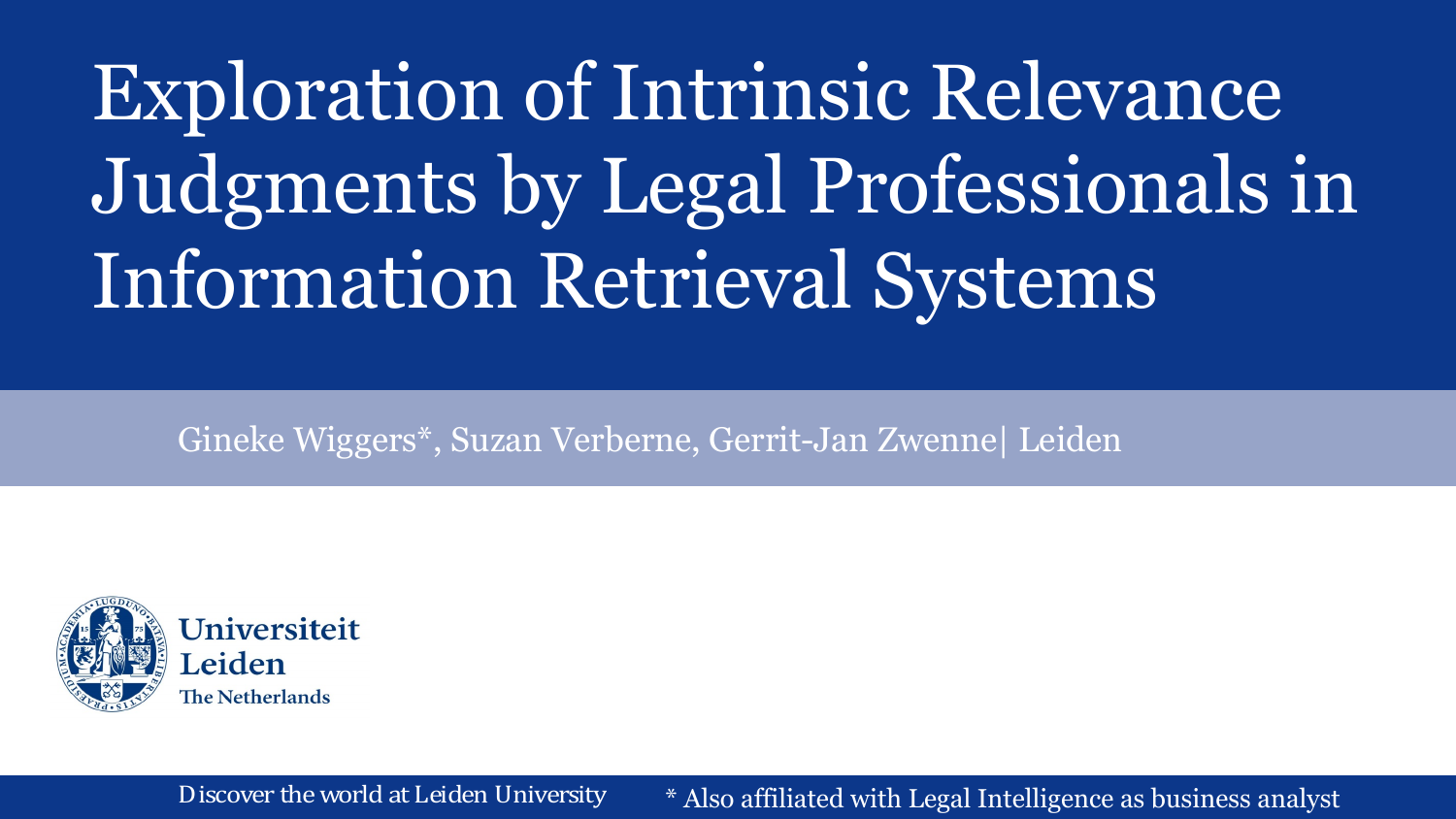# Exploration of Intrinsic Relevance Judgments by Legal Professionals in Information Retrieval Systems

Gineke Wiggers*, Suzan Verberne, Gerrit-Jan Zwenne| Leiden

Universiteit Leiden
The Netherlands

Discover the world at Leiden University

* Also affiliated with Legal Intelligence as business analyst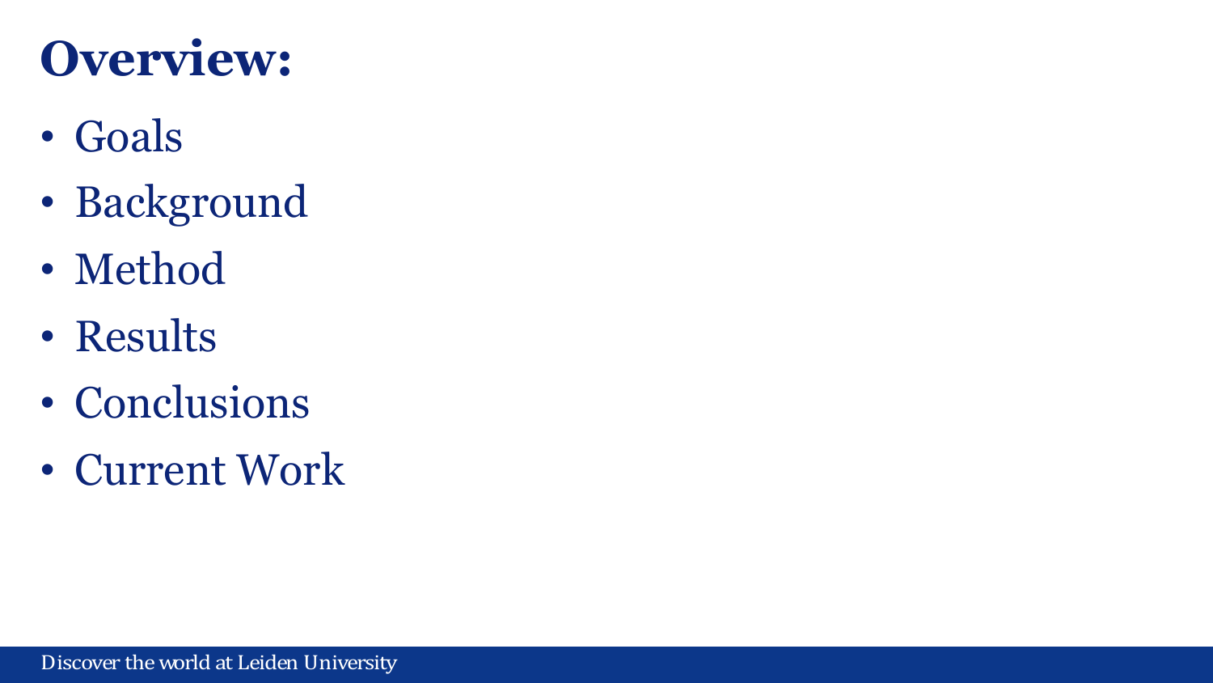# Overview:

- Goals
- Background
- Method
- Results
- Conclusions
- Current Work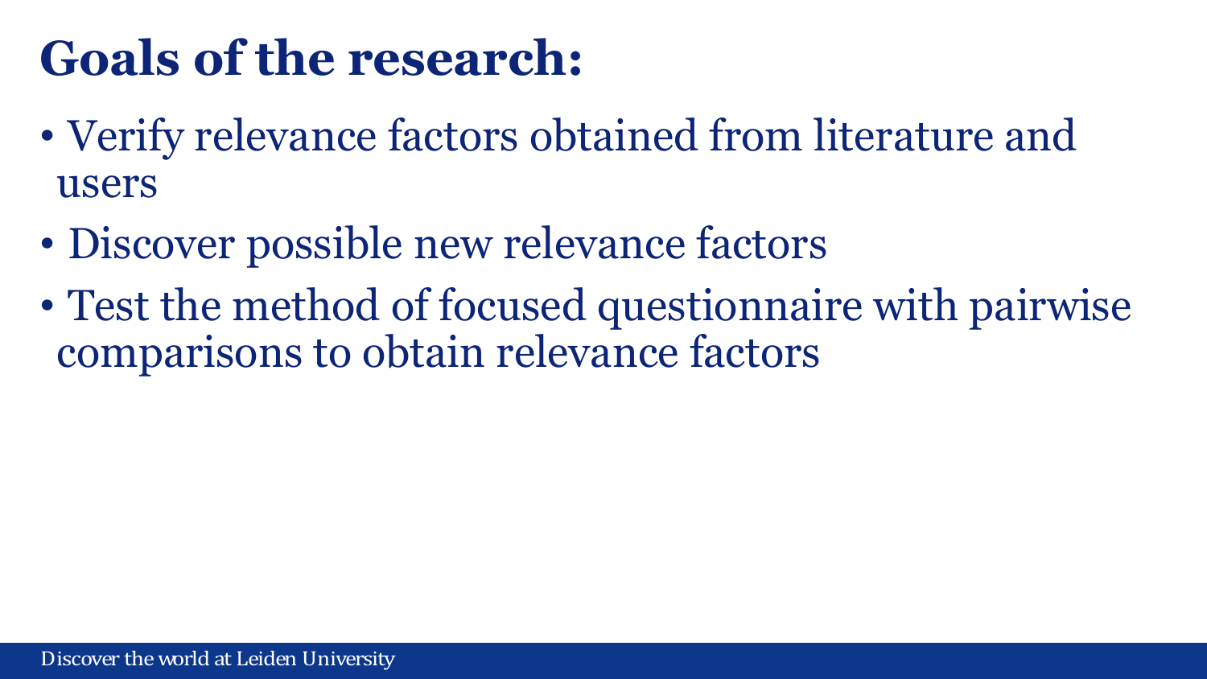# Goals of the research:

- Verify relevance factors obtained from literature and users
- Discover possible new relevance factors
- Test the method of focused questionnaire with pairwise comparisons to obtain relevance factors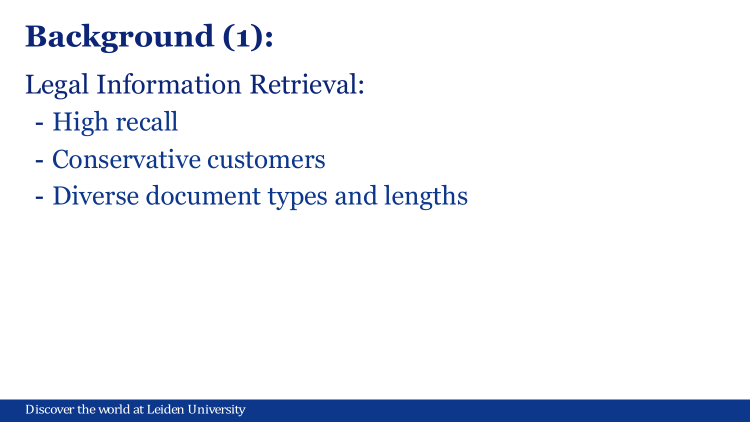# Background (1):

Legal Information Retrieval:

- High recall
- Conservative customers
- Diverse document types and lengths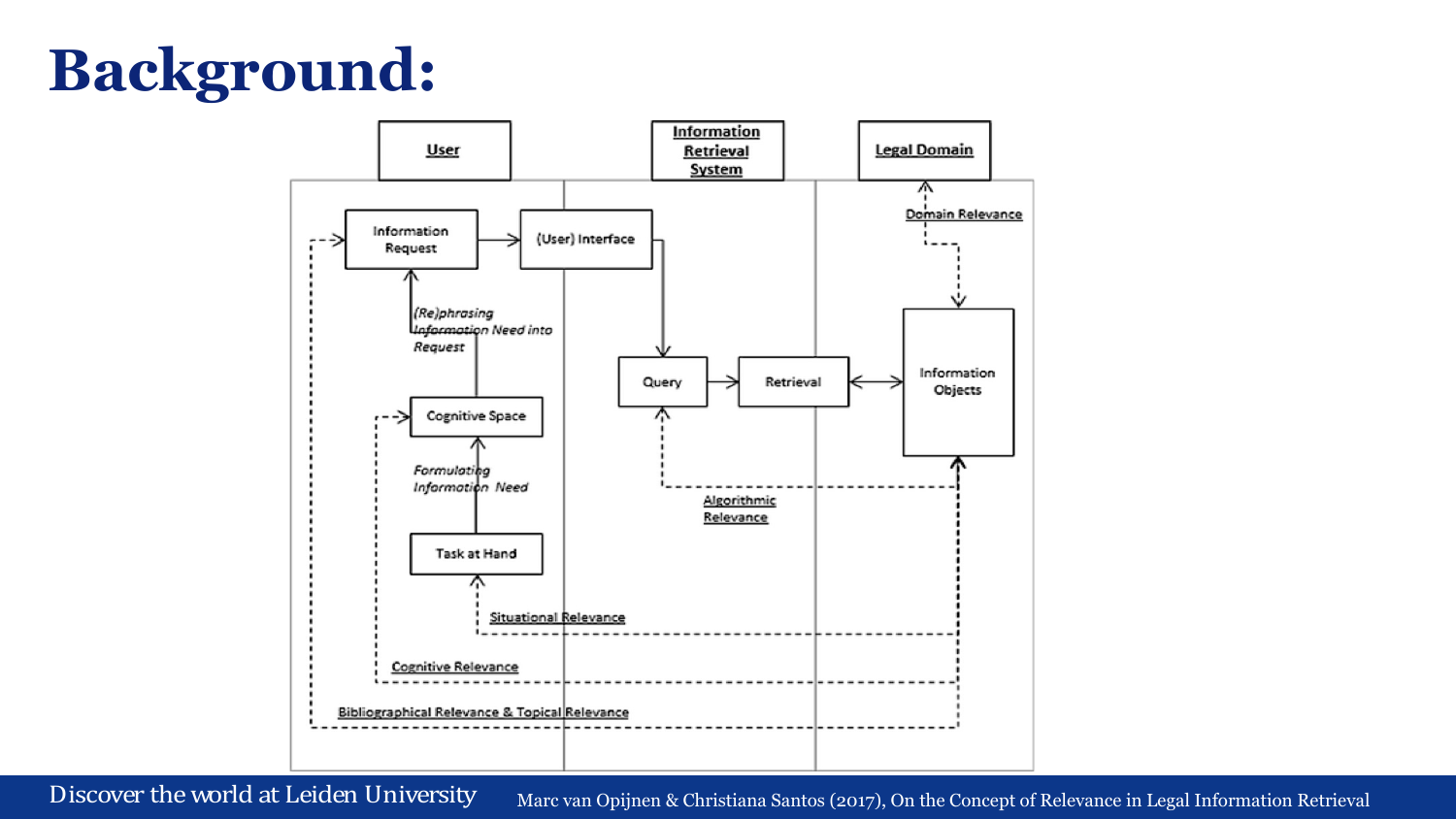# Background:

User

Information Retrieval System

Legal Domain

Information Request

(User) Interface

Domain Relevance

(Re)phrasing Information Need into Request

Query

Retrieval

Information Objects

Cognitive Space

Formulating Information Need

Algorithmic Relevance

Task at Hand

Situational Relevance

Cognitive Relevance

Bibliographical Relevance & Topical Relevance

Marc van Opijnen & Christiana Santos (2017), On the Concept of Relevance in Legal Information Retrieval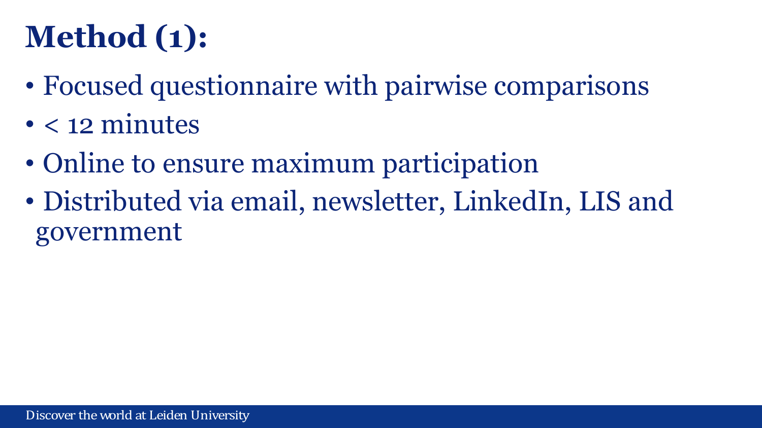# Method (1):

- Focused questionnaire with pairwise comparisons
- < 12 minutes
- Online to ensure maximum participation
- Distributed via email, newsletter, LinkedIn, LIS and government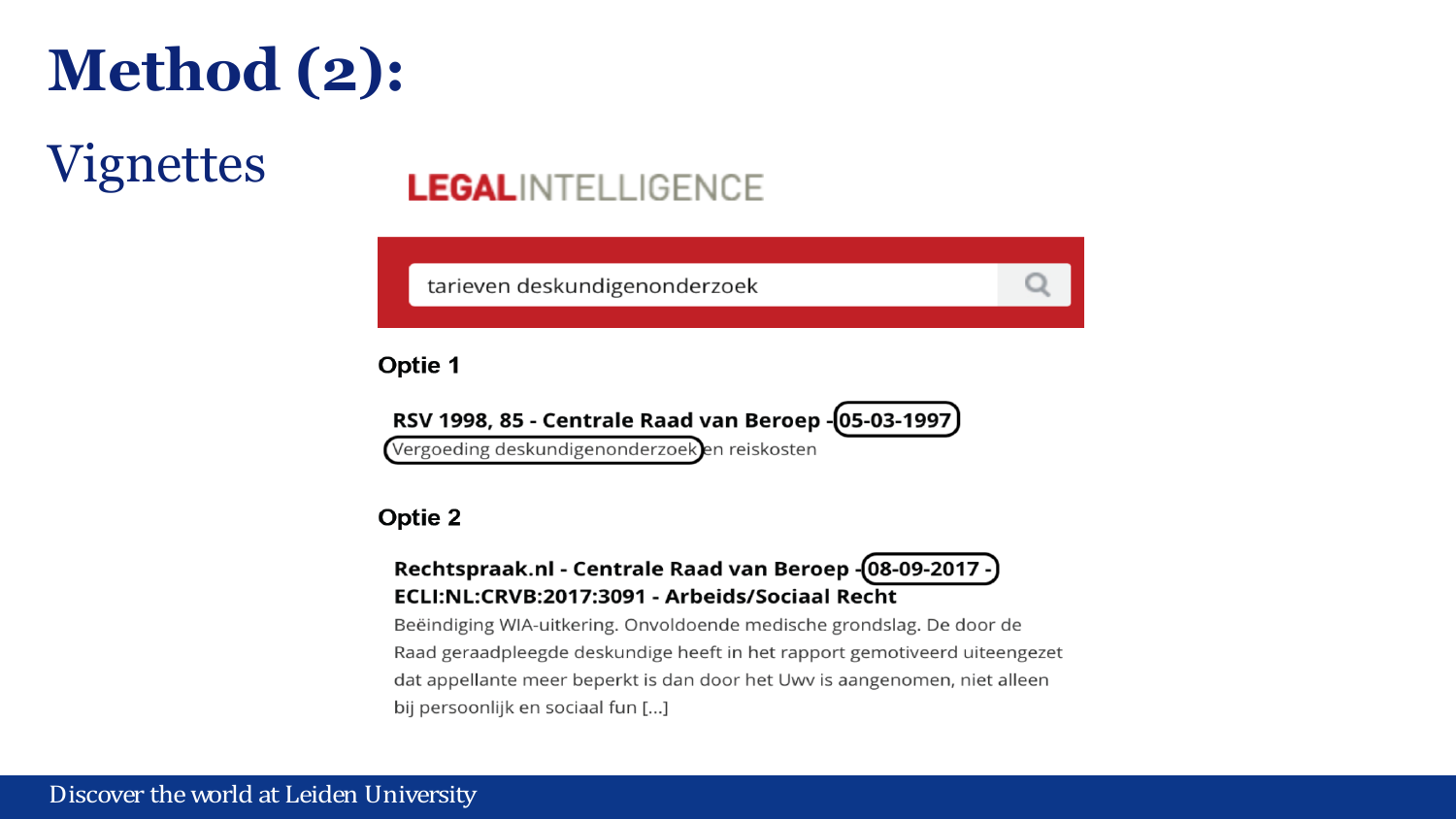# Method (2):

## Vignettes

LEGALINTELLIGENCE

tarieven deskundigenonderzoek

**Optie 1**

**RSV 1998, 85 - Centrale Raad van Beroep - 05-03-1997**
Vergoeding deskundigenonderzoek en reiskosten

**Optie 2**

**Rechtspraak.nl - Centrale Raad van Beroep - 08-09-2017 - ECLI:NL:CRVB:2017:3091 - Arbeids/Sociaal Recht**
Beëindiging WIA-uitkering. Onvoldoende medische grondslag. De door de Raad geraadpleegde deskundige heeft in het rapport gemotiveerd uiteengezet dat appellante meer beperkt is dan door het Uwv is aangenomen, niet alleen bij persoonlijk en sociaal fun [...]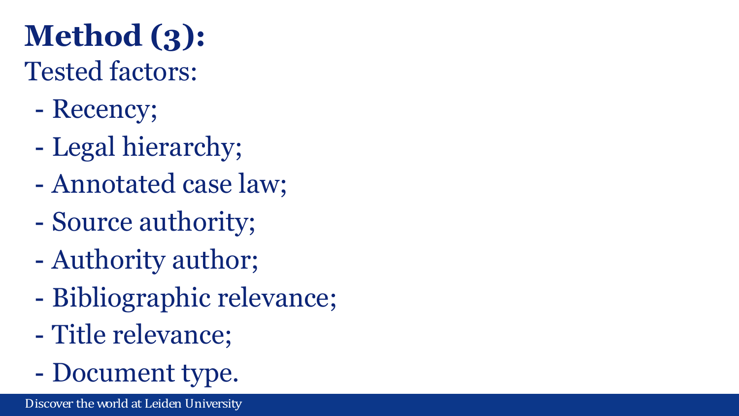# Method (3):

Tested factors:

- Recency;
- Legal hierarchy;
- Annotated case law;
- Source authority;
- Authority author;
- Bibliographic relevance;
- Title relevance;
- Document type.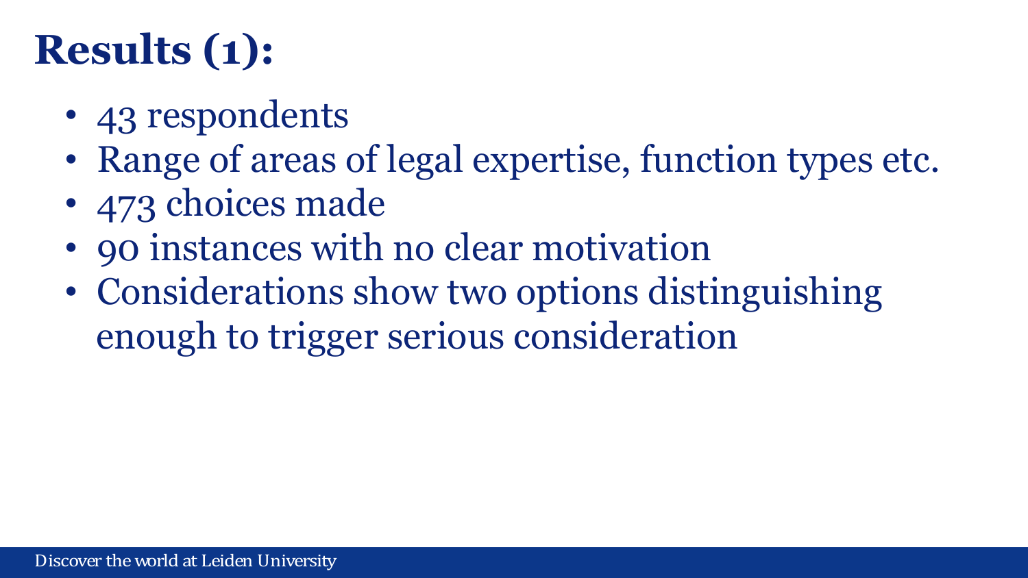# Results (1):

- 43 respondents
- Range of areas of legal expertise, function types etc.
- 473 choices made
- 90 instances with no clear motivation
- Considerations show two options distinguishing enough to trigger serious consideration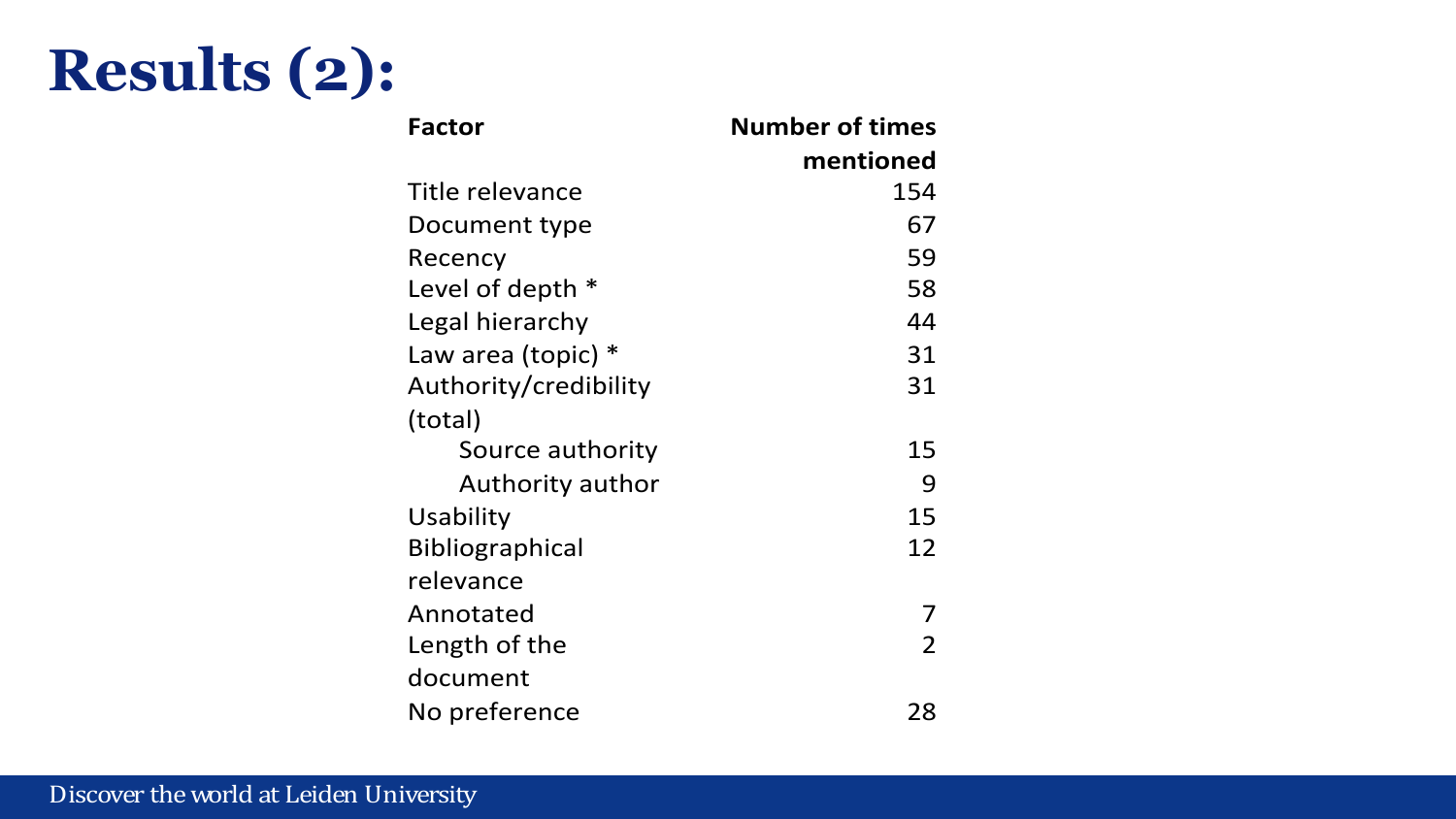# Results (2):

| Factor | Number of times mentioned |
|---|---|
| Title relevance | 154 |
| Document type | 67 |
| Recency | 59 |
| Level of depth * | 58 |
| Legal hierarchy | 44 |
| Law area (topic) * | 31 |
| Authority/credibility (total) | 31 |
| Source authority | 15 |
| Authority author | 9 |
| Usability | 15 |
| Bibliographical relevance | 12 |
| Annotated | 7 |
| Length of the document | 2 |
| No preference | 28 |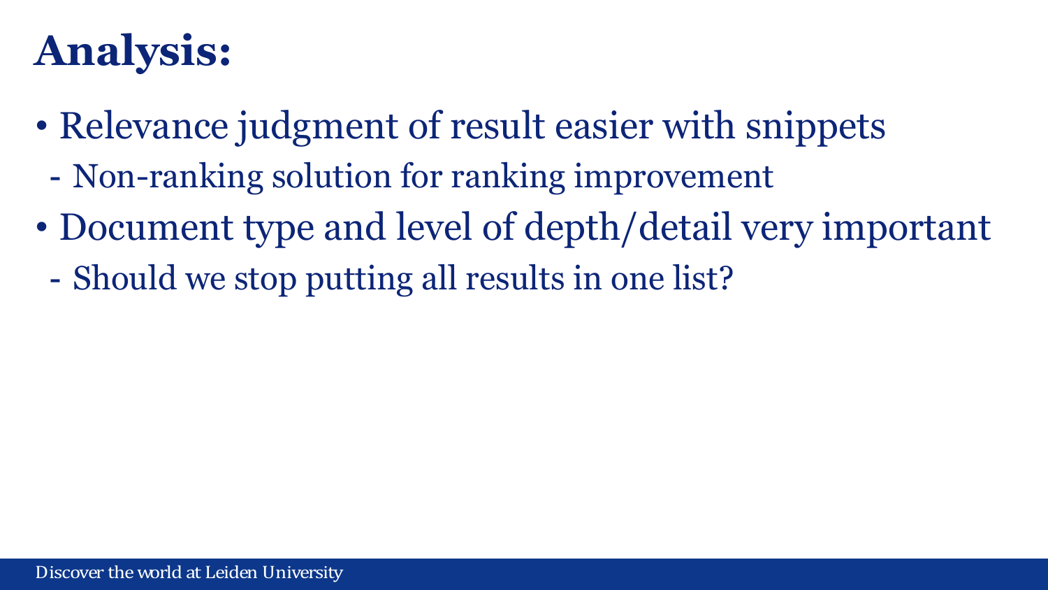# Analysis:

- Relevance judgment of result easier with snippets
  - Non-ranking solution for ranking improvement
- Document type and level of depth/detail very important
  - Should we stop putting all results in one list?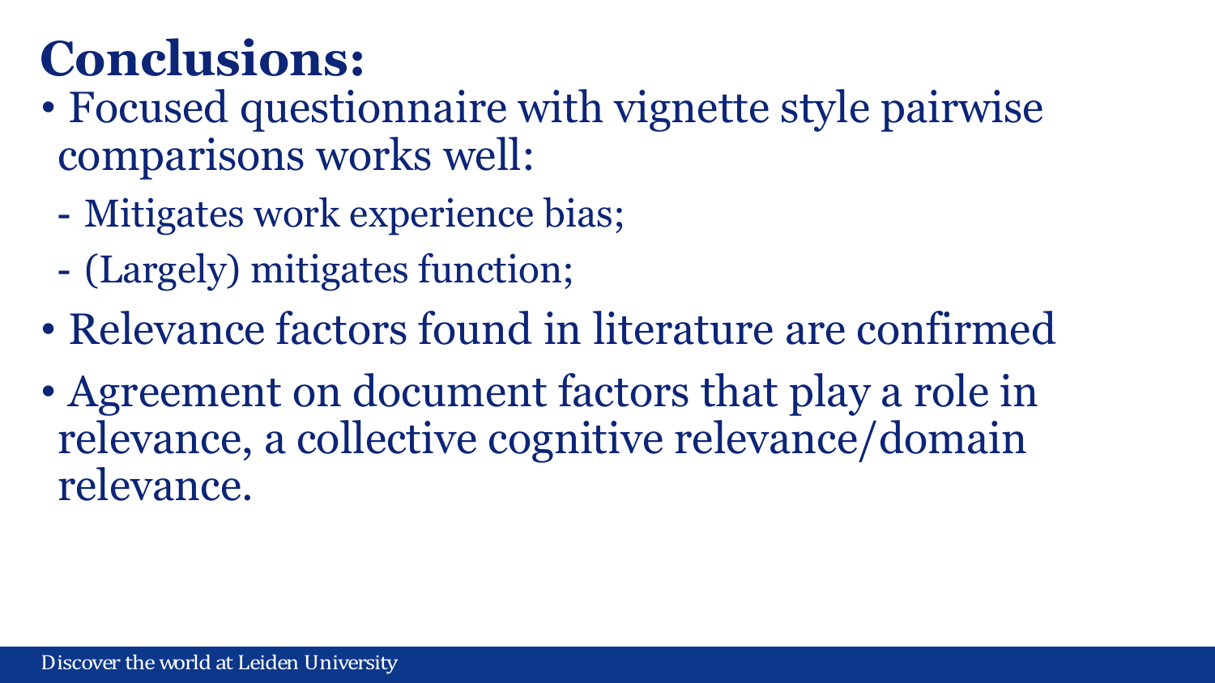# Conclusions:

- Focused questionnaire with vignette style pairwise comparisons works well:
  - Mitigates work experience bias;
  - (Largely) mitigates function;
- Relevance factors found in literature are confirmed
- Agreement on document factors that play a role in relevance, a collective cognitive relevance/domain relevance.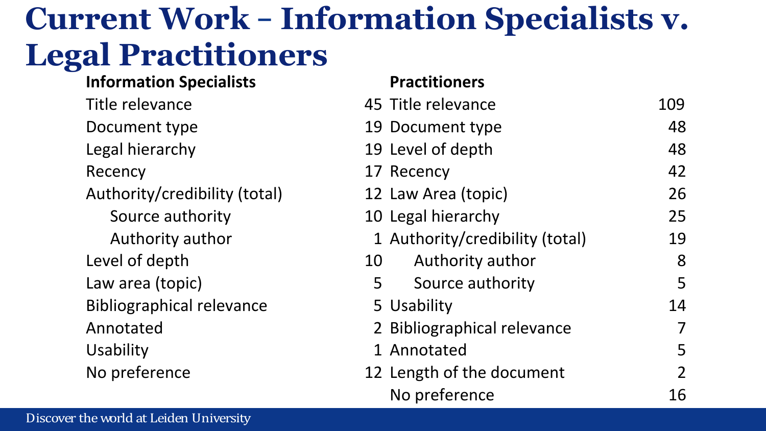# Current Work – Information Specialists v. Legal Practitioners

| Information Specialists | | Practitioners | |
|---|---|---|---|
| Title relevance | 45 | Title relevance | 109 |
| Document type | 19 | Document type | 48 |
| Legal hierarchy | 19 | Level of depth | 48 |
| Recency | 17 | Recency | 42 |
| Authority/credibility (total) | 12 | Law Area (topic) | 26 |
| Source authority | 10 | Legal hierarchy | 25 |
| Authority author | 1 | Authority/credibility (total) | 19 |
| Level of depth | 10 | Authority author | 8 |
| Law area (topic) | 5 | Source authority | 5 |
| Bibliographical relevance | 5 | Usability | 14 |
| Annotated | 2 | Bibliographical relevance | 7 |
| Usability | 1 | Annotated | 5 |
| No preference | 12 | Length of the document | 2 |
| | | No preference | 16 |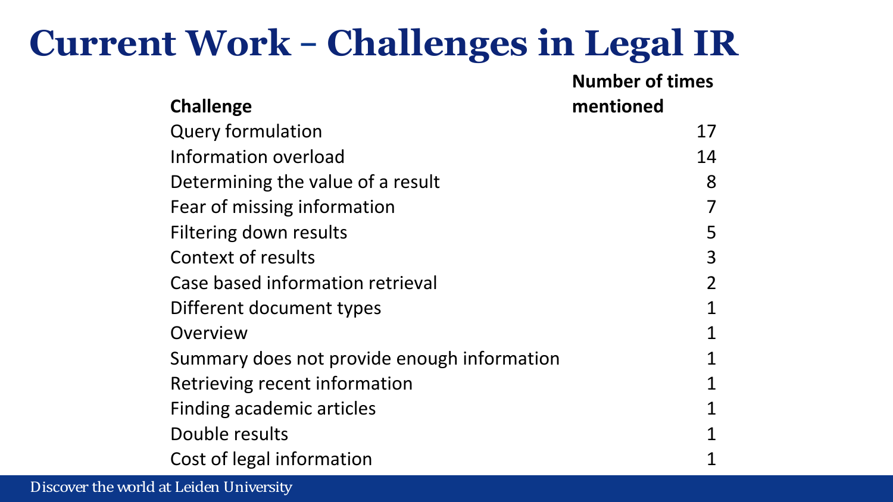# Current Work – Challenges in Legal IR

| Challenge | Number of times mentioned |
|---|---|
| Query formulation | 17 |
| Information overload | 14 |
| Determining the value of a result | 8 |
| Fear of missing information | 7 |
| Filtering down results | 5 |
| Context of results | 3 |
| Case based information retrieval | 2 |
| Different document types | 1 |
| Overview | 1 |
| Summary does not provide enough information | 1 |
| Retrieving recent information | 1 |
| Finding academic articles | 1 |
| Double results | 1 |
| Cost of legal information | 1 |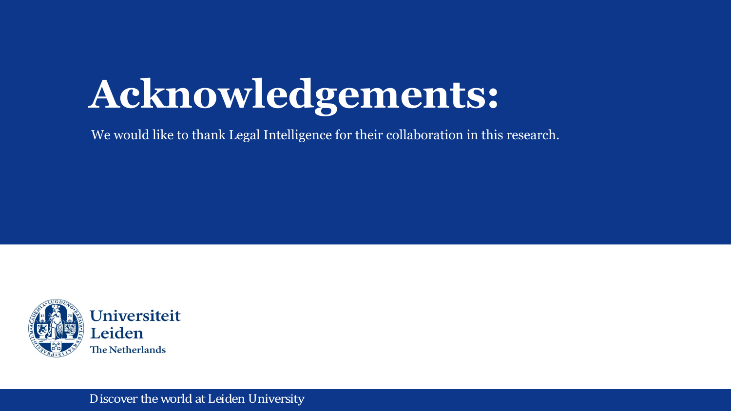# Acknowledgements:

We would like to thank Legal Intelligence for their collaboration in this research.

Universiteit Leiden
The Netherlands

Discover the world at Leiden University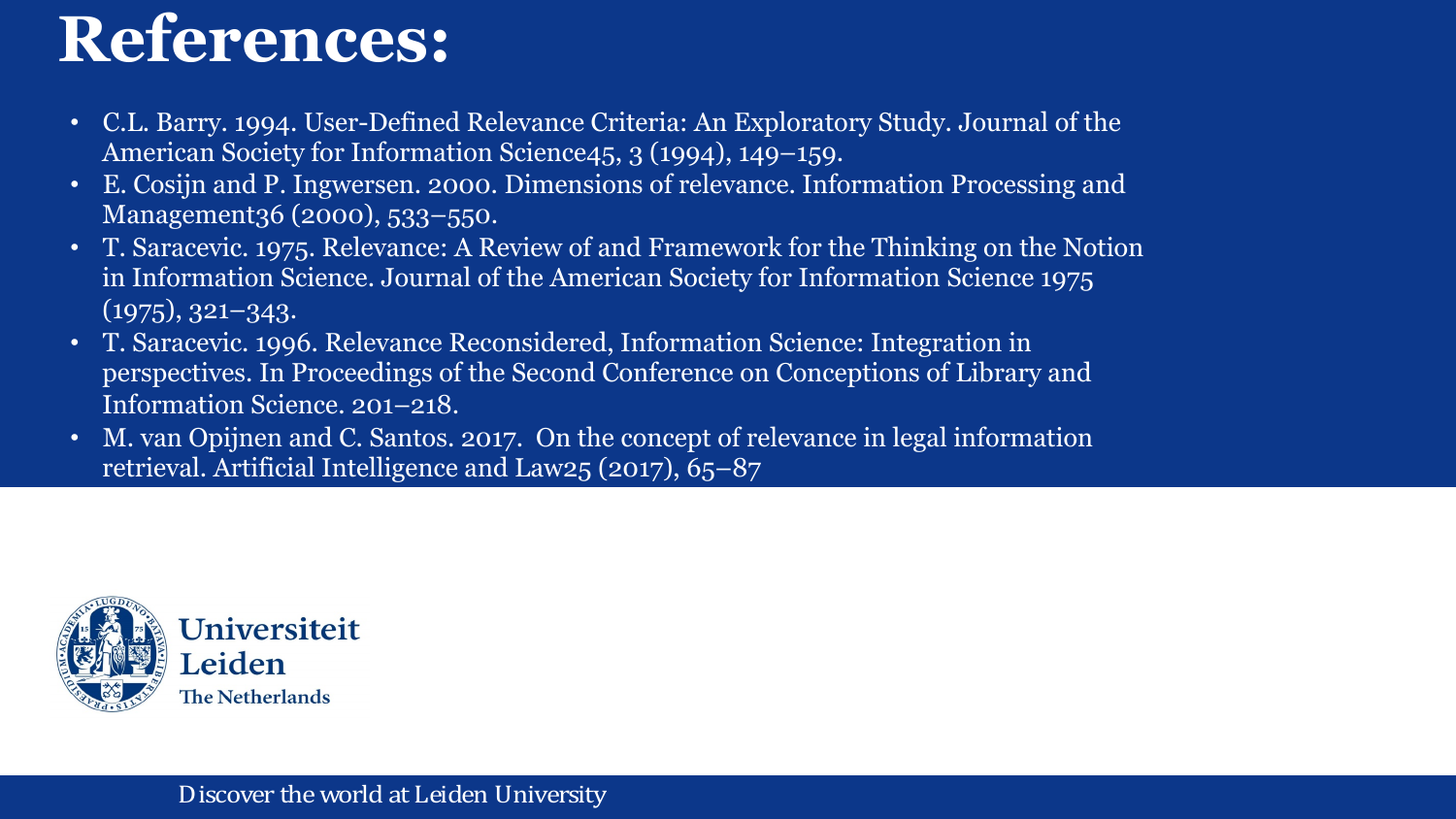# References:

- C.L. Barry. 1994. User-Defined Relevance Criteria: An Exploratory Study. Journal of the American Society for Information Science45, 3 (1994), 149–159.
- E. Cosijn and P. Ingwersen. 2000. Dimensions of relevance. Information Processing and Management36 (2000), 533–550.
- T. Saracevic. 1975. Relevance: A Review of and Framework for the Thinking on the Notion in Information Science. Journal of the American Society for Information Science 1975 (1975), 321–343.
- T. Saracevic. 1996. Relevance Reconsidered, Information Science: Integration in perspectives. In Proceedings of the Second Conference on Conceptions of Library and Information Science. 201–218.
- M. van Opijnen and C. Santos. 2017. On the concept of relevance in legal information retrieval. Artificial Intelligence and Law25 (2017), 65–87

Universiteit Leiden
The Netherlands

Discover the world at Leiden University